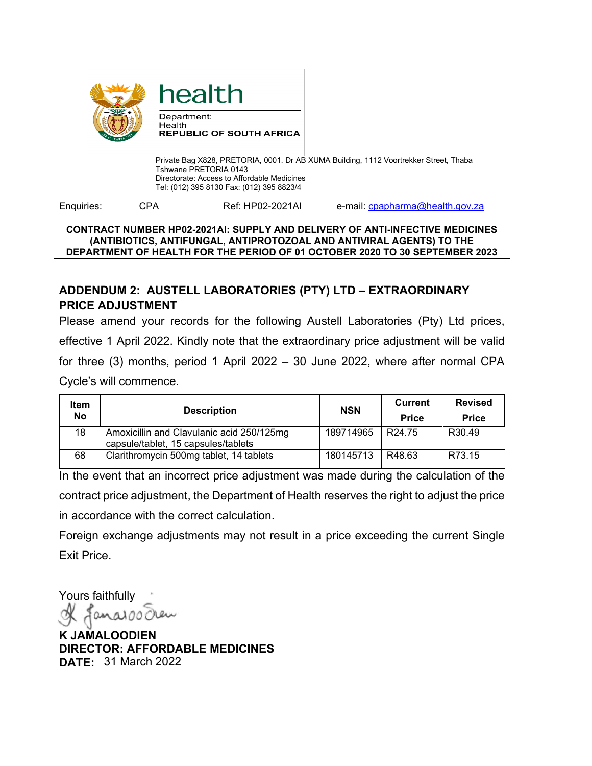# health

Department:
Health
**REPUBLIC OF SOUTH AFRICA**

Private Bag X828, PRETORIA, 0001. Dr AB XUMA Building, 1112 Voortrekker Street, Thaba Tshwane PRETORIA 0143
Directorate: Access to Affordable Medicines
Tel: (012) 395 8130 Fax: (012) 395 8823/4

Enquiries: CPA Ref: HP02-2021AI e-mail: cpapharma@health.gov.za

**CONTRACT NUMBER HP02-2021AI: SUPPLY AND DELIVERY OF ANTI-INFECTIVE MEDICINES (ANTIBIOTICS, ANTIFUNGAL, ANTIPROTOZOAL AND ANTIVIRAL AGENTS) TO THE DEPARTMENT OF HEALTH FOR THE PERIOD OF 01 OCTOBER 2020 TO 30 SEPTEMBER 2023**

## ADDENDUM 2: AUSTELL LABORATORIES (PTY) LTD – EXTRAORDINARY PRICE ADJUSTMENT

Please amend your records for the following Austell Laboratories (Pty) Ltd prices, effective 1 April 2022. Kindly note that the extraordinary price adjustment will be valid for three (3) months, period 1 April 2022 – 30 June 2022, where after normal CPA Cycle's will commence.

| Item No | Description | NSN | Current Price | Revised Price |
|---|---|---|---|---|
| 18 | Amoxicillin and Clavulanic acid 250/125mg capsule/tablet, 15 capsules/tablets | 189714965 | R24.75 | R30.49 |
| 68 | Clarithromycin 500mg tablet, 14 tablets | 180145713 | R48.63 | R73.15 |

In the event that an incorrect price adjustment was made during the calculation of the contract price adjustment, the Department of Health reserves the right to adjust the price in accordance with the correct calculation.

Foreign exchange adjustments may not result in a price exceeding the current Single Exit Price.

Yours faithfully

**K JAMALOODIEN**
**DIRECTOR: AFFORDABLE MEDICINES**
**DATE:** 31 March 2022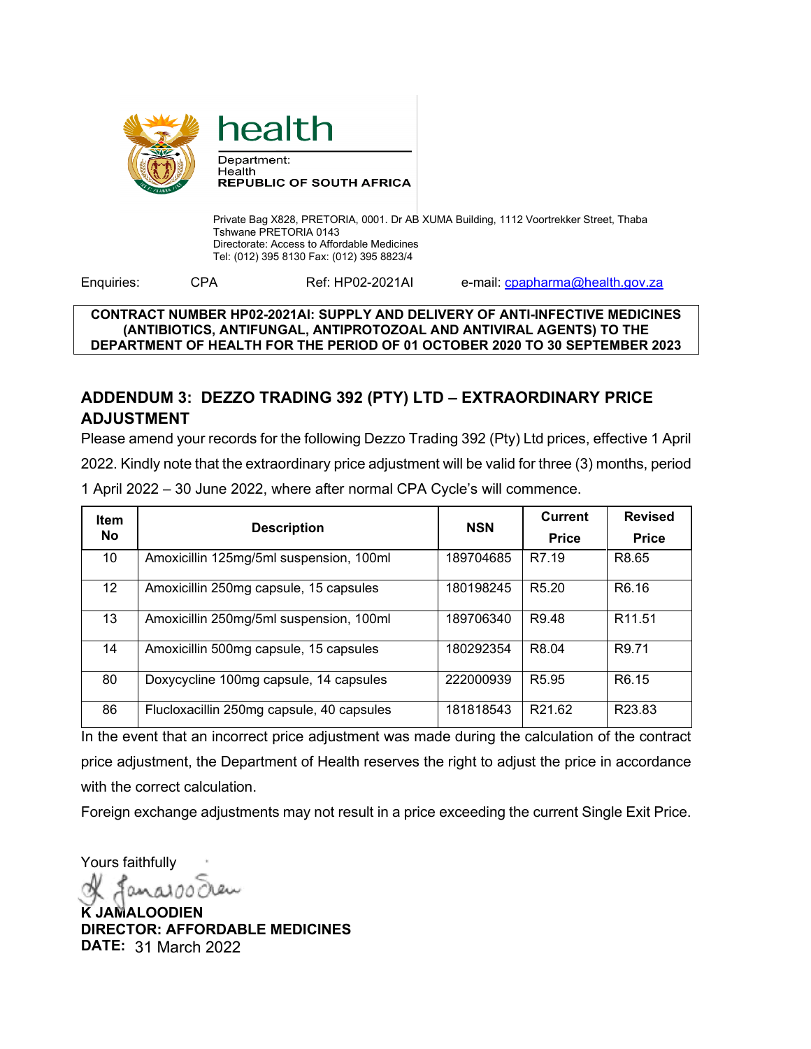health

Department:
Health
**REPUBLIC OF SOUTH AFRICA**

Private Bag X828, PRETORIA, 0001. Dr AB XUMA Building, 1112 Voortrekker Street, Thaba Tshwane PRETORIA 0143
Directorate: Access to Affordable Medicines
Tel: (012) 395 8130 Fax: (012) 395 8823/4

Enquiries: CPA Ref: HP02-2021AI e-mail: cpapharma@health.gov.za

**CONTRACT NUMBER HP02-2021AI: SUPPLY AND DELIVERY OF ANTI-INFECTIVE MEDICINES (ANTIBIOTICS, ANTIFUNGAL, ANTIPROTOZOAL AND ANTIVIRAL AGENTS) TO THE DEPARTMENT OF HEALTH FOR THE PERIOD OF 01 OCTOBER 2020 TO 30 SEPTEMBER 2023**

## ADDENDUM 3: DEZZO TRADING 392 (PTY) LTD – EXTRAORDINARY PRICE ADJUSTMENT

Please amend your records for the following Dezzo Trading 392 (Pty) Ltd prices, effective 1 April 2022. Kindly note that the extraordinary price adjustment will be valid for three (3) months, period 1 April 2022 – 30 June 2022, where after normal CPA Cycle's will commence.

| Item No | Description | NSN | Current Price | Revised Price |
|---|---|---|---|---|
| 10 | Amoxicillin 125mg/5ml suspension, 100ml | 189704685 | R7.19 | R8.65 |
| 12 | Amoxicillin 250mg capsule, 15 capsules | 180198245 | R5.20 | R6.16 |
| 13 | Amoxicillin 250mg/5ml suspension, 100ml | 189706340 | R9.48 | R11.51 |
| 14 | Amoxicillin 500mg capsule, 15 capsules | 180292354 | R8.04 | R9.71 |
| 80 | Doxycycline 100mg capsule, 14 capsules | 222000939 | R5.95 | R6.15 |
| 86 | Flucloxacillin 250mg capsule, 40 capsules | 181818543 | R21.62 | R23.83 |

In the event that an incorrect price adjustment was made during the calculation of the contract price adjustment, the Department of Health reserves the right to adjust the price in accordance with the correct calculation.

Foreign exchange adjustments may not result in a price exceeding the current Single Exit Price.

Yours faithfully

**K JAMALOODIEN**
**DIRECTOR: AFFORDABLE MEDICINES**
**DATE:** 31 March 2022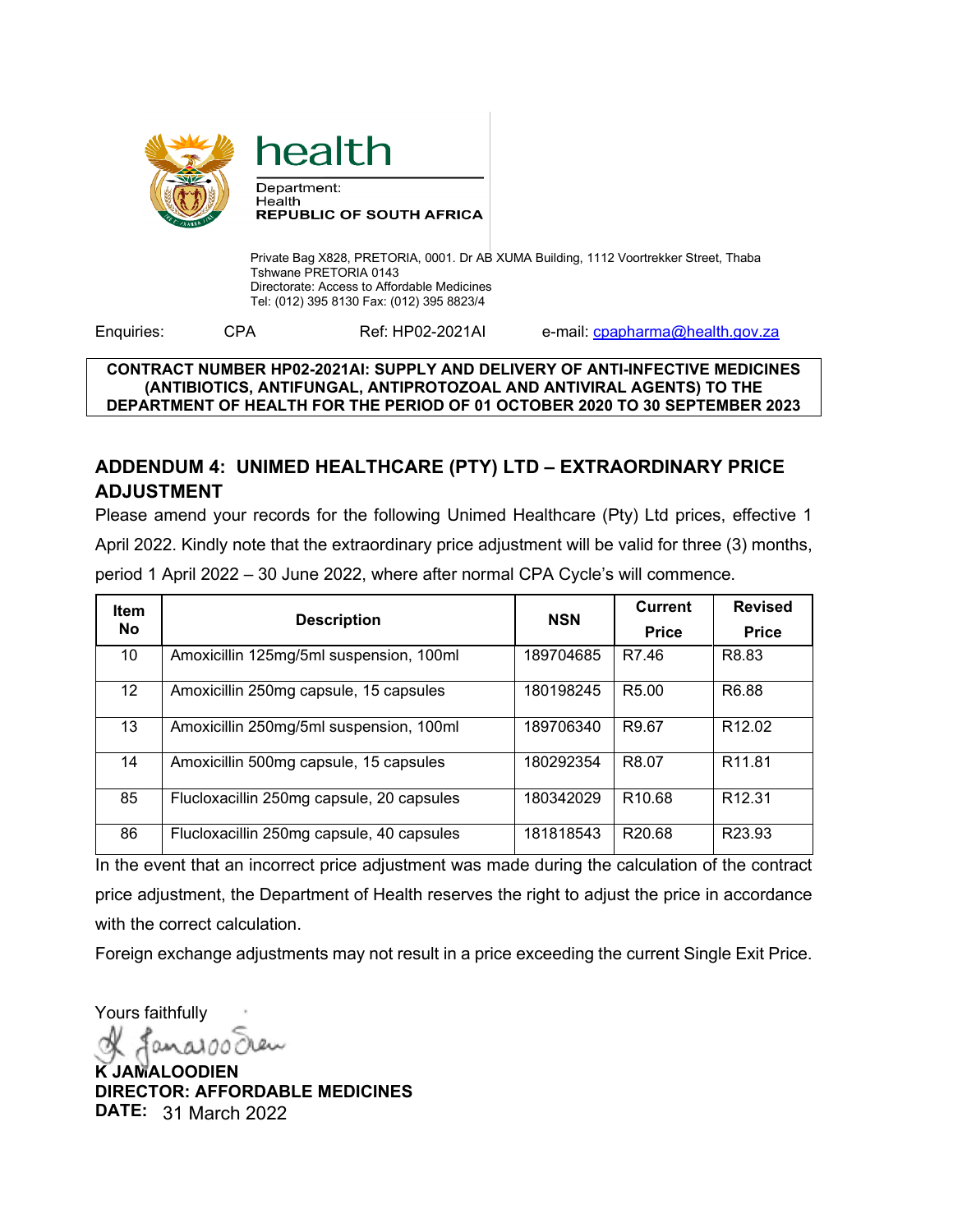health

Department:
Health
**REPUBLIC OF SOUTH AFRICA**

Private Bag X828, PRETORIA, 0001. Dr AB XUMA Building, 1112 Voortrekker Street, Thaba Tshwane PRETORIA 0143
Directorate: Access to Affordable Medicines
Tel: (012) 395 8130 Fax: (012) 395 8823/4

Enquiries: CPA Ref: HP02-2021AI e-mail: cpapharma@health.gov.za

**CONTRACT NUMBER HP02-2021AI: SUPPLY AND DELIVERY OF ANTI-INFECTIVE MEDICINES (ANTIBIOTICS, ANTIFUNGAL, ANTIPROTOZOAL AND ANTIVIRAL AGENTS) TO THE DEPARTMENT OF HEALTH FOR THE PERIOD OF 01 OCTOBER 2020 TO 30 SEPTEMBER 2023**

## ADDENDUM 4: UNIMED HEALTHCARE (PTY) LTD – EXTRAORDINARY PRICE ADJUSTMENT

Please amend your records for the following Unimed Healthcare (Pty) Ltd prices, effective 1 April 2022. Kindly note that the extraordinary price adjustment will be valid for three (3) months, period 1 April 2022 – 30 June 2022, where after normal CPA Cycle's will commence.

| Item No | Description | NSN | Current Price | Revised Price |
|---|---|---|---|---|
| 10 | Amoxicillin 125mg/5ml suspension, 100ml | 189704685 | R7.46 | R8.83 |
| 12 | Amoxicillin 250mg capsule, 15 capsules | 180198245 | R5.00 | R6.88 |
| 13 | Amoxicillin 250mg/5ml suspension, 100ml | 189706340 | R9.67 | R12.02 |
| 14 | Amoxicillin 500mg capsule, 15 capsules | 180292354 | R8.07 | R11.81 |
| 85 | Flucloxacillin 250mg capsule, 20 capsules | 180342029 | R10.68 | R12.31 |
| 86 | Flucloxacillin 250mg capsule, 40 capsules | 181818543 | R20.68 | R23.93 |

In the event that an incorrect price adjustment was made during the calculation of the contract price adjustment, the Department of Health reserves the right to adjust the price in accordance with the correct calculation.

Foreign exchange adjustments may not result in a price exceeding the current Single Exit Price.

Yours faithfully

**K JAMALOODIEN**
**DIRECTOR: AFFORDABLE MEDICINES**
**DATE:** 31 March 2022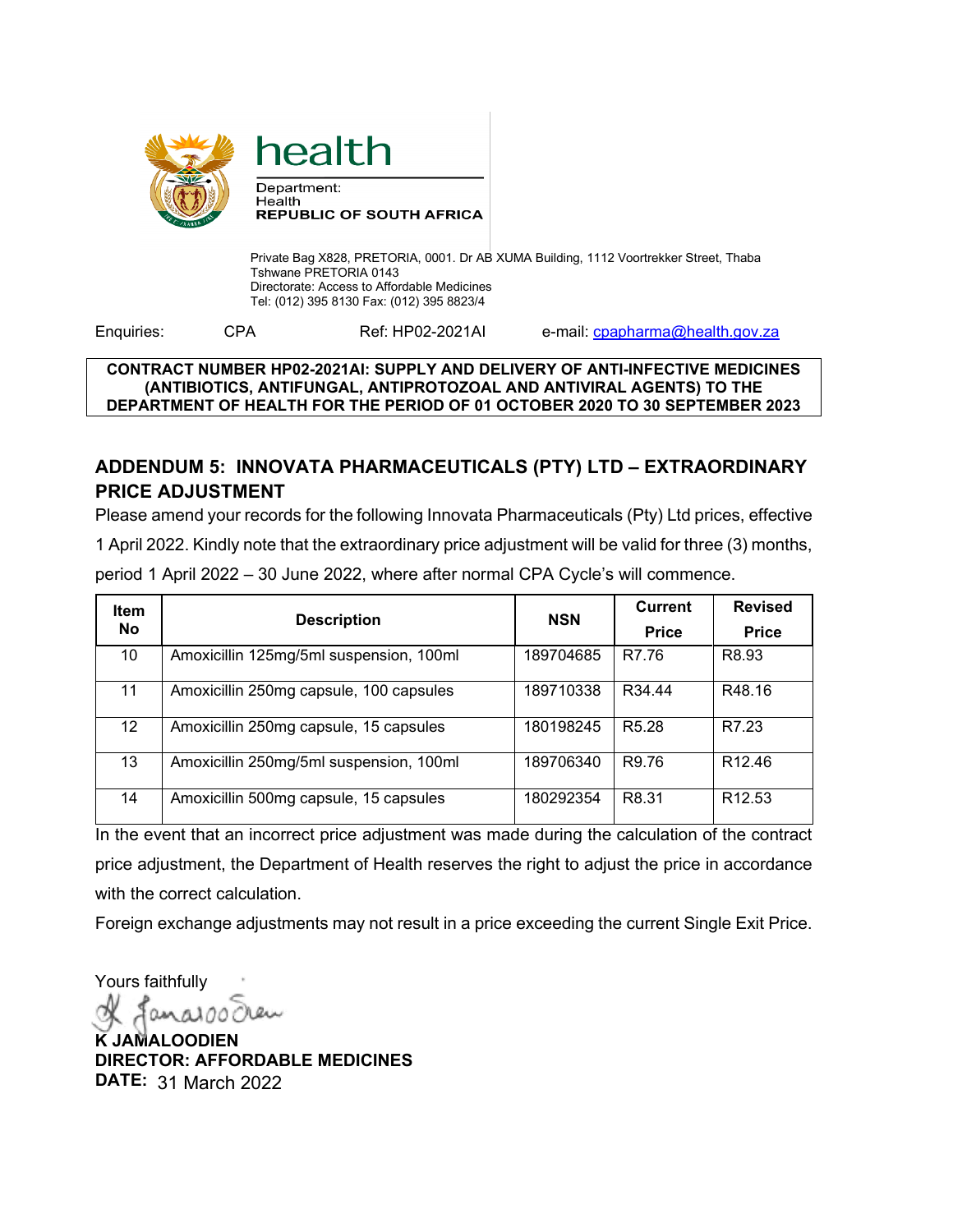health

Department:
Health
**REPUBLIC OF SOUTH AFRICA**

Private Bag X828, PRETORIA, 0001. Dr AB XUMA Building, 1112 Voortrekker Street, Thaba Tshwane PRETORIA 0143
Directorate: Access to Affordable Medicines
Tel: (012) 395 8130 Fax: (012) 395 8823/4

Enquiries: CPA Ref: HP02-2021AI e-mail: cpapharma@health.gov.za

**CONTRACT NUMBER HP02-2021AI: SUPPLY AND DELIVERY OF ANTI-INFECTIVE MEDICINES (ANTIBIOTICS, ANTIFUNGAL, ANTIPROTOZOAL AND ANTIVIRAL AGENTS) TO THE DEPARTMENT OF HEALTH FOR THE PERIOD OF 01 OCTOBER 2020 TO 30 SEPTEMBER 2023**

## ADDENDUM 5: INNOVATA PHARMACEUTICALS (PTY) LTD – EXTRAORDINARY PRICE ADJUSTMENT

Please amend your records for the following Innovata Pharmaceuticals (Pty) Ltd prices, effective 1 April 2022. Kindly note that the extraordinary price adjustment will be valid for three (3) months, period 1 April 2022 – 30 June 2022, where after normal CPA Cycle's will commence.

| Item No | Description | NSN | Current Price | Revised Price |
|---|---|---|---|---|
| 10 | Amoxicillin 125mg/5ml suspension, 100ml | 189704685 | R7.76 | R8.93 |
| 11 | Amoxicillin 250mg capsule, 100 capsules | 189710338 | R34.44 | R48.16 |
| 12 | Amoxicillin 250mg capsule, 15 capsules | 180198245 | R5.28 | R7.23 |
| 13 | Amoxicillin 250mg/5ml suspension, 100ml | 189706340 | R9.76 | R12.46 |
| 14 | Amoxicillin 500mg capsule, 15 capsules | 180292354 | R8.31 | R12.53 |

In the event that an incorrect price adjustment was made during the calculation of the contract price adjustment, the Department of Health reserves the right to adjust the price in accordance with the correct calculation.

Foreign exchange adjustments may not result in a price exceeding the current Single Exit Price.

Yours faithfully

**K JAMALOODIEN**
**DIRECTOR: AFFORDABLE MEDICINES**
**DATE:** 31 March 2022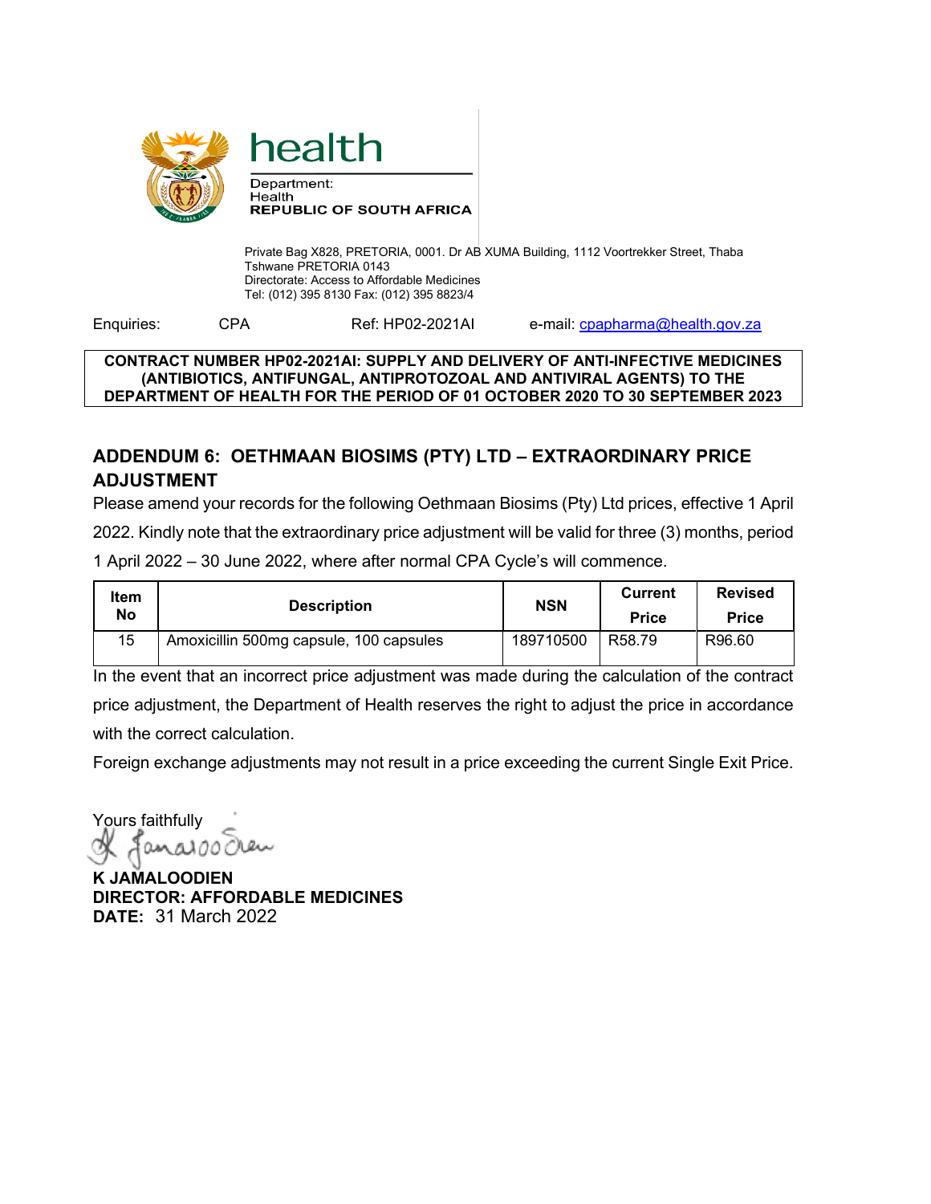health

Department:
Health
**REPUBLIC OF SOUTH AFRICA**

Private Bag X828, PRETORIA, 0001. Dr AB XUMA Building, 1112 Voortrekker Street, Thaba Tshwane PRETORIA 0143
Directorate: Access to Affordable Medicines
Tel: (012) 395 8130 Fax: (012) 395 8823/4

Enquiries: CPA Ref: HP02-2021AI e-mail: cpapharma@health.gov.za

**CONTRACT NUMBER HP02-2021AI: SUPPLY AND DELIVERY OF ANTI-INFECTIVE MEDICINES (ANTIBIOTICS, ANTIFUNGAL, ANTIPROTOZOAL AND ANTIVIRAL AGENTS) TO THE DEPARTMENT OF HEALTH FOR THE PERIOD OF 01 OCTOBER 2020 TO 30 SEPTEMBER 2023**

## ADDENDUM 6: OETHMAAN BIOSIMS (PTY) LTD – EXTRAORDINARY PRICE ADJUSTMENT

Please amend your records for the following Oethmaan Biosims (Pty) Ltd prices, effective 1 April 2022. Kindly note that the extraordinary price adjustment will be valid for three (3) months, period 1 April 2022 – 30 June 2022, where after normal CPA Cycle's will commence.

| Item No | Description | NSN | Current Price | Revised Price |
|---|---|---|---|---|
| 15 | Amoxicillin 500mg capsule, 100 capsules | 189710500 | R58.79 | R96.60 |

In the event that an incorrect price adjustment was during the calculation of the contract price adjustment, the Department of Health reserves the right to adjust the price in accordance with the correct calculation.

Foreign exchange adjustments may not result in a price exceeding the current Single Exit Price.

Yours faithfully

**K JAMALOODIEN**
**DIRECTOR: AFFORDABLE MEDICINES**
**DATE:** 31 March 2022